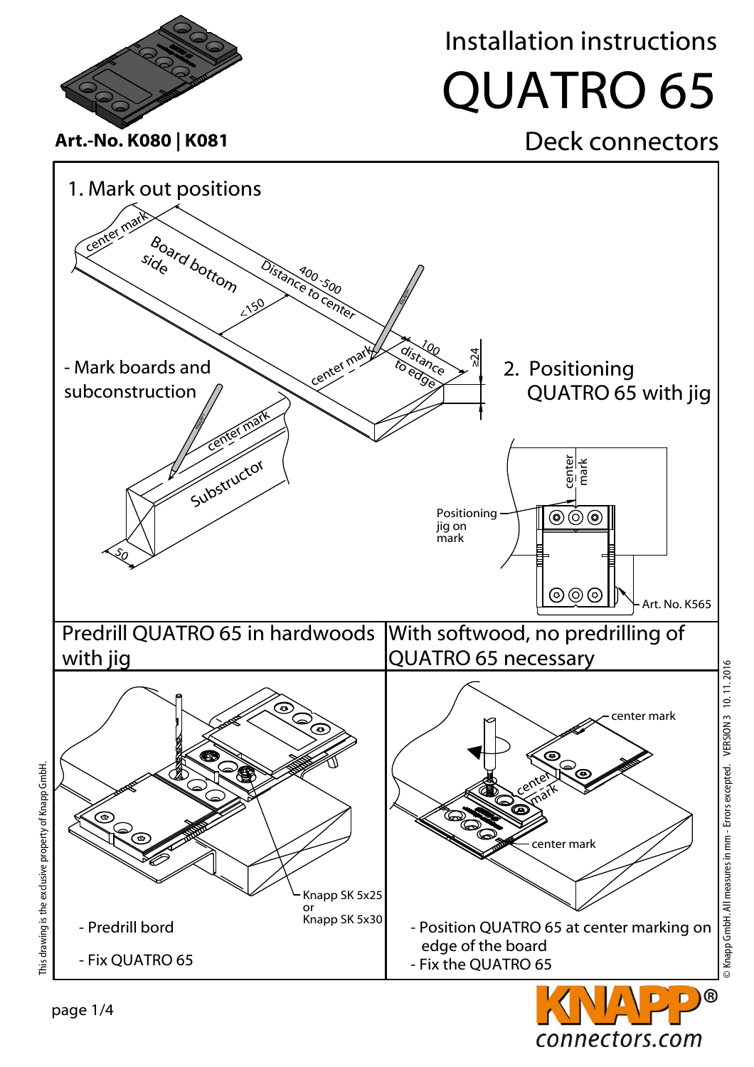# Installation instructions

# QUATRO 65

## Deck connectors

**Art.-No. K080 | K081**

## 1. Mark out positions

center mark

Board bottom side

400 -500 Distance to center

<150

center mark

100 distance to edge

≥24

- Mark boards and subconstruction

center mark

Substructor

50

## 2. Positioning QUATRO 65 with jig

center mark

Positioning jig on mark

Art. No. K565

## Predrill QUATRO 65 in hardwoods with jig

Knapp SK 5x25 or Knapp SK 5x30

- Predrill bord
- Fix QUATRO 65

## With softwood, no predrilling of QUATRO 65 necessary

center mark

center mark

center mark

- Position QUATRO 65 at center marking on edge of the board
- Fix the QUATRO 65

This drawing is the exclusive property of Knapp GmbH.

© Knapp GmbH. All measures in mm - Errors excepted. VERSION 3 10. 11. 2016

page 1/4

KNAPP® connectors.com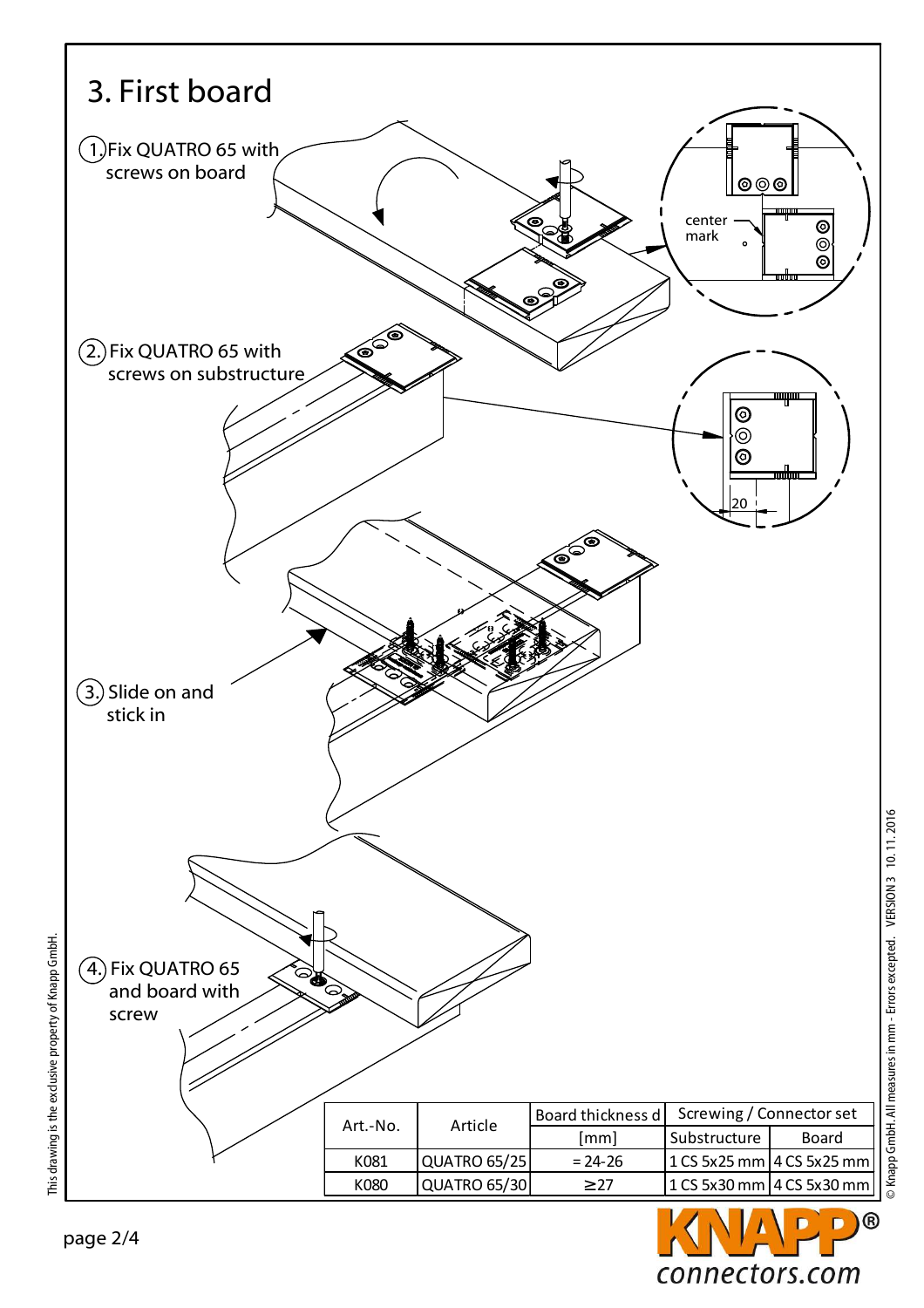# 3. First board

1. Fix QUATRO 65 with screws on board

center mark

2. Fix QUATRO 65 with screws on substructure

20

3. Slide on and stick in

4. Fix QUATRO 65 and board with screw

| Art.-No. | Article | Board thickness d | Screwing / Connector set | |
|---|---|---|---|---|
| | | [mm] | Substructure | Board |
| K081 | QUATRO 65/25 | = 24-26 | 1 CS 5x25 mm | 4 CS 5x25 mm |
| K080 | QUATRO 65/30 | ≥27 | 1 CS 5x30 mm | 4 CS 5x30 mm |

This drawing is the exclusive property of Knapp GmbH.

© Knapp GmbH. All measures in mm - Errors excepted. VERSION 3 10.11.2016

KNAPP® connectors.com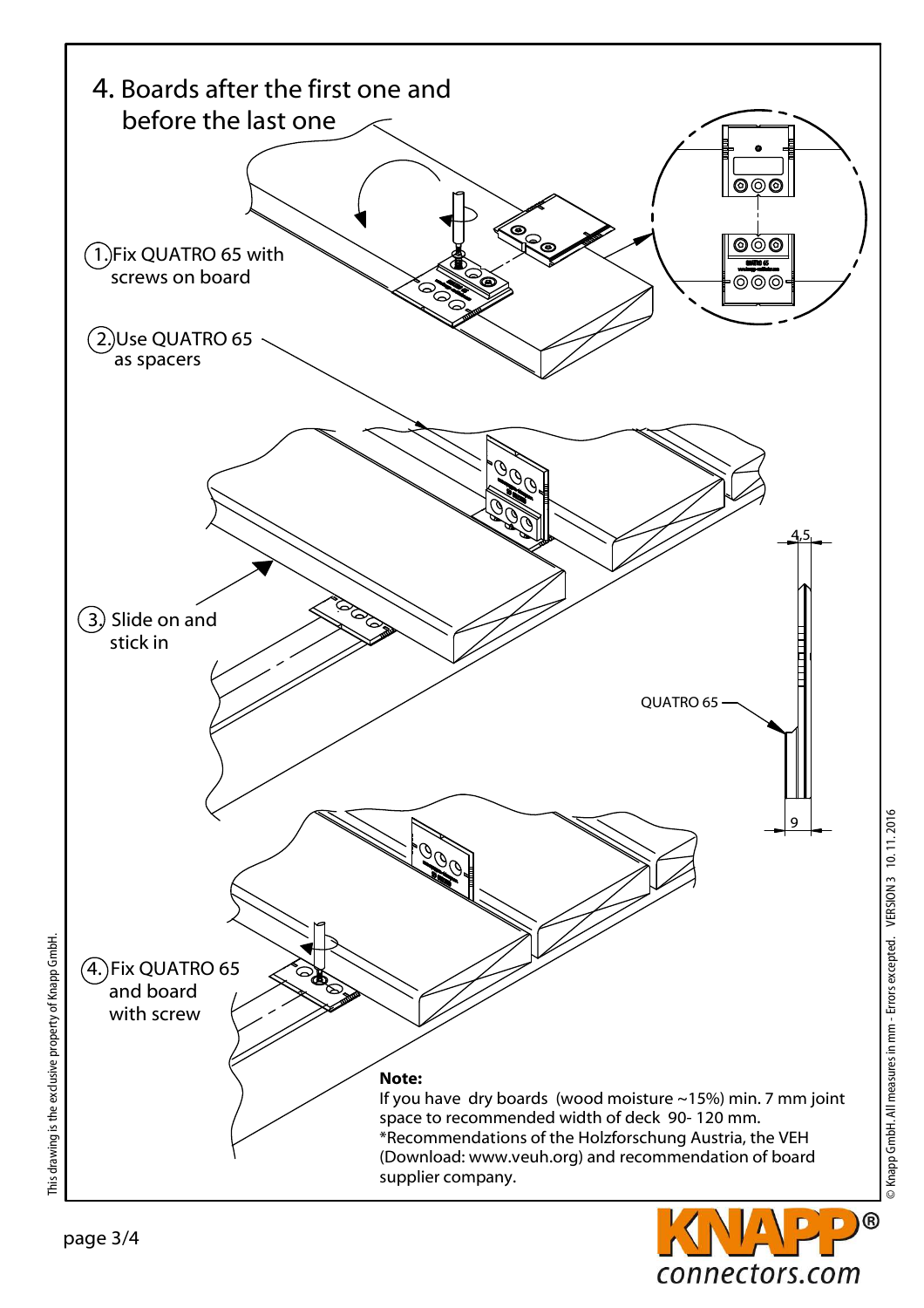## 4. Boards after the first one and before the last one

1. Fix QUATRO 65 with screws on board

2. Use QUATRO 65 as spacers

3. Slide on and stick in

4. Fix QUATRO 65 and board with screw

QUATRO 65

4,5

9

**Note:**
If you have dry boards (wood moisture ~15%) min. 7 mm joint space to recommended width of deck 90- 120 mm.
*Recommendations of the Holzforschung Austria, the VEH (Download: www.veuh.org) and recommendation of board supplier company.

This drawing is the exclusive property of Knapp GmbH.

© Knapp GmbH. All measures in mm - Errors excepted. VERSION 3 10. 11. 2016

KNAPP® connectors.com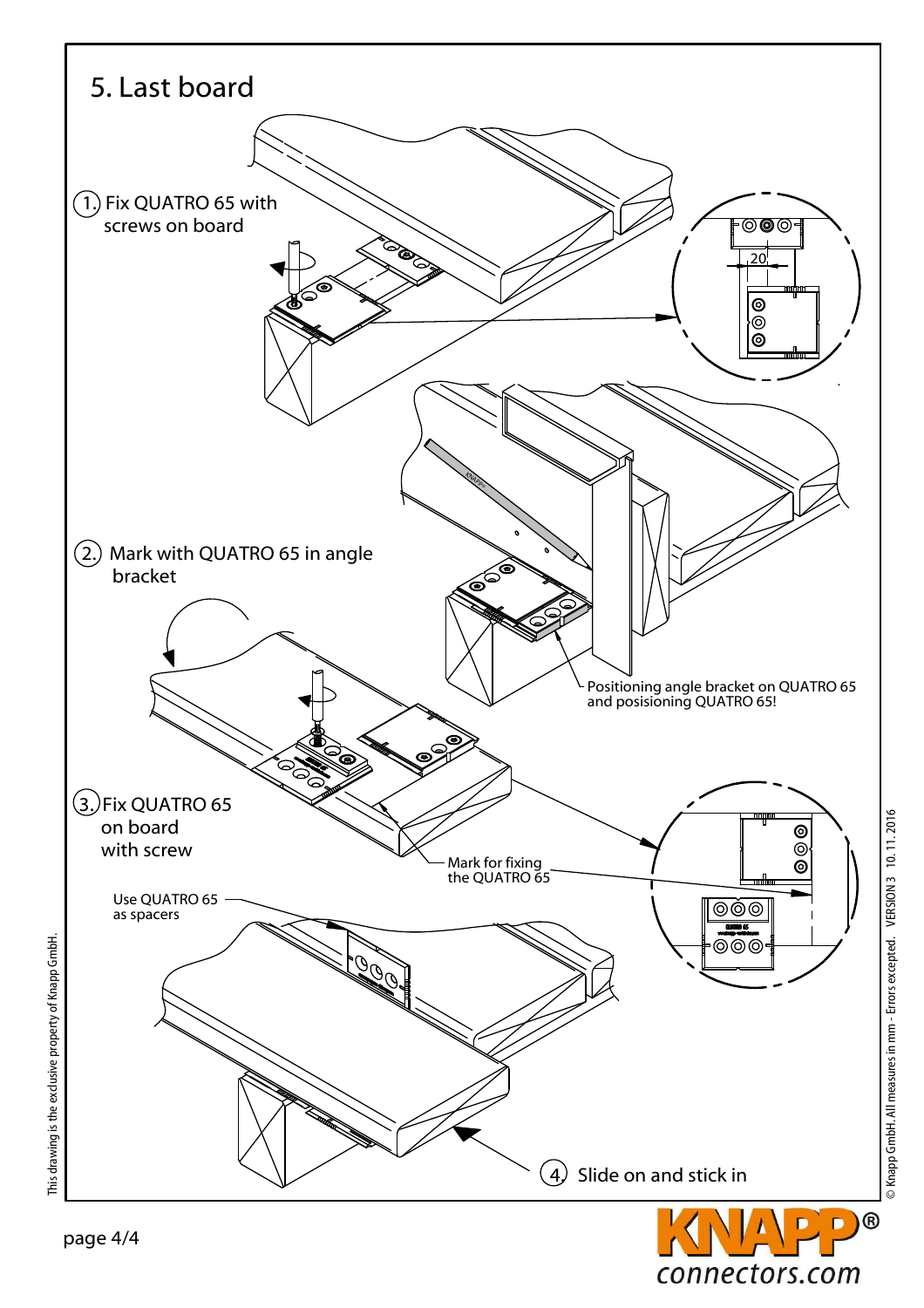# 5. Last board

1. Fix QUATRO 65 with screws on board

20

2. Mark with QUATRO 65 in angle bracket

Positioning angle bracket on QUATRO 65 and posisioning QUATRO 65!

3. Fix QUATRO 65 on board with screw

Mark for fixing the QUATRO 65

Use QUATRO 65 as spacers

4. Slide on and stick in

This drawing is the exclusive property of Knapp GmbH.

© Knapp GmbH. All measures in mm - Errors excepted. VERSION 3 10. 11. 2016

KNAPP® connectors.com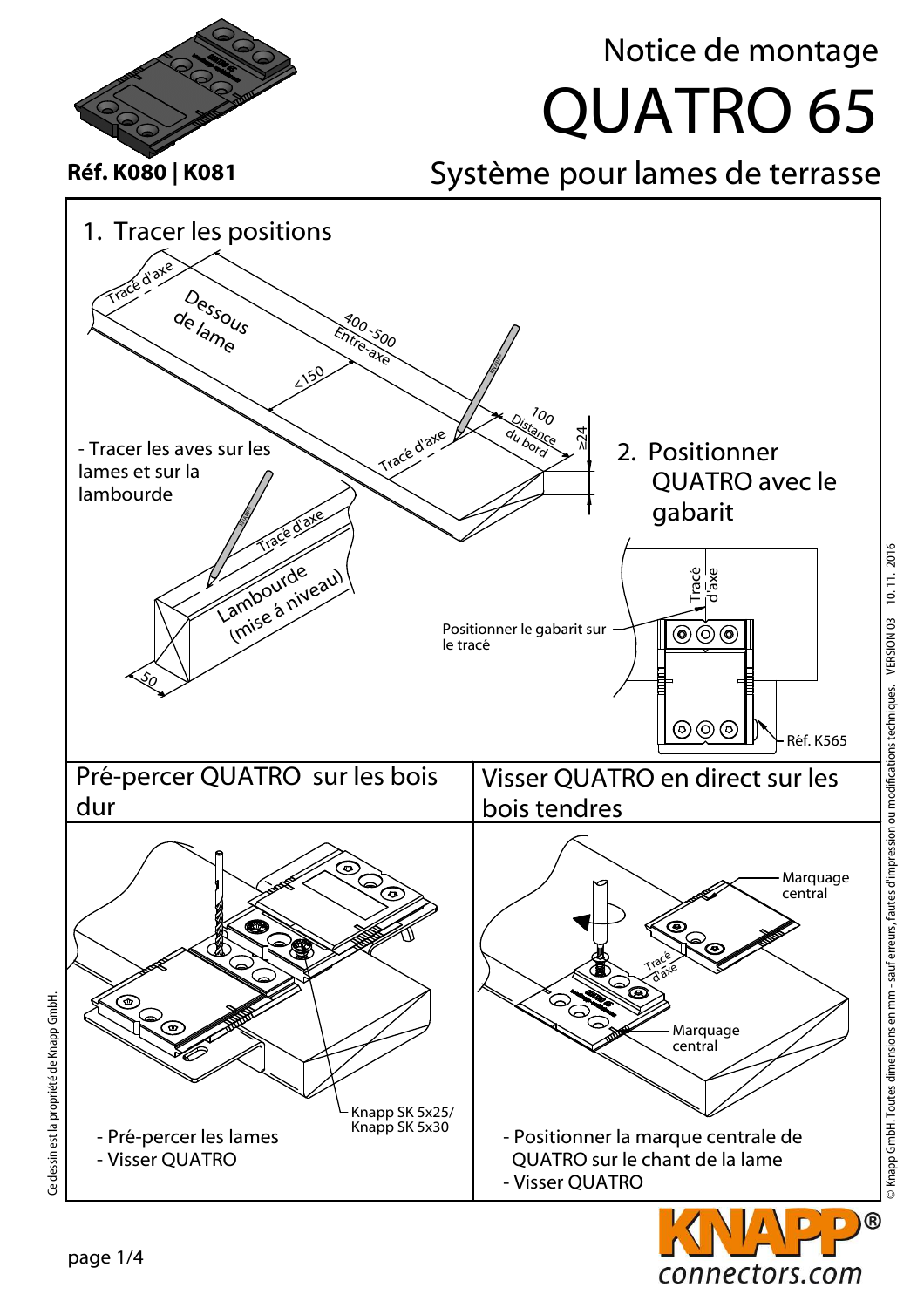# Notice de montage

# QUATRO 65

**Réf. K080 | K081**

## Système pour lames de terrasse

## 1. Tracer les positions

Tracé d'axe

Dessous de lame

400 -500 Entre-axe

<150

100 Distance du bord

≥24

Tracé d'axe

- Tracer les aves sur les lames et sur la lambourde

Tracé d'axe

Lambourde (mise á niveau)

50

## 2. Positionner QUATRO avec le gabarit

Tracé d'axe

Positionner le gabarit sur le tracé

Réf. K565

## Pré-percer QUATRO sur les bois dur

Knapp SK 5x25/ Knapp SK 5x30

- Pré-percer les lames
- Visser QUATRO

## Visser QUATRO en direct sur les bois tendres

Marquage central

Tracé d'axe

Marquage central

- Positionner la marque centrale de QUATRO sur le chant de la lame
- Visser QUATRO

Ce dessin est la propriété de Knapp GmbH.

© Knapp GmbH. Toutes dimensions en mm - sauf erreurs, fautes d'impression ou modifications techniques. VERSION 03 10. 11. 2016

KNAPP® connectors.com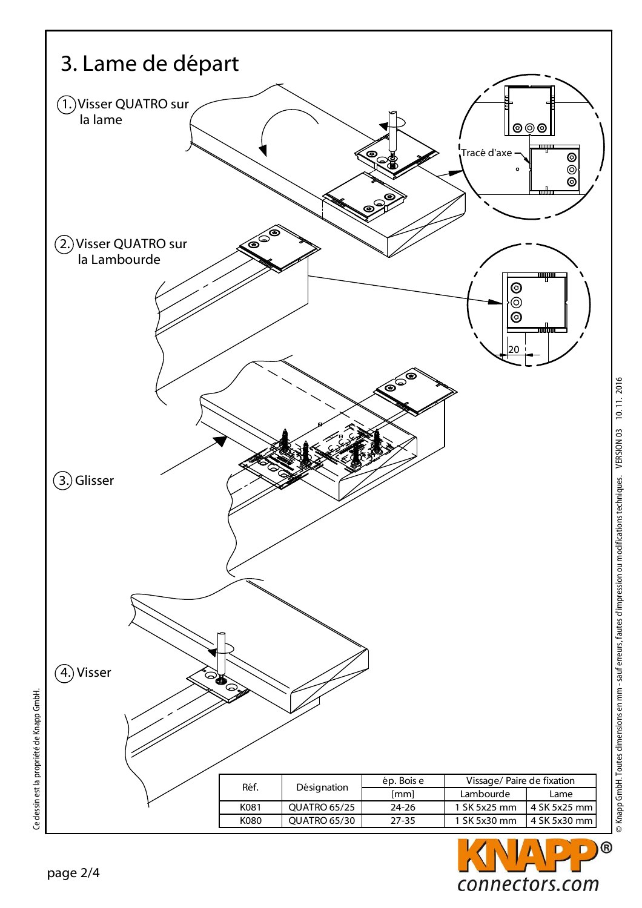# 3. Lame de départ

1. Visser QUATRO sur la lame

Tracé d'axe

2. Visser QUATRO sur la Lambourde

20

3. Glisser

4. Visser

| Réf. | Désignation | ép. Bois e | Vissage/ Paire de fixation | |
|---|---|---|---|---|
| | | [mm] | Lambourde | Lame |
| K081 | QUATRO 65/25 | 24-26 | 1 SK 5x25 mm | 4 SK 5x25 mm |
| K080 | QUATRO 65/30 | 27-35 | 1 SK 5x30 mm | 4 SK 5x30 mm |

Ce dessin est la propriété de Knapp GmbH.

© Knapp GmbH. Toutes dimensions en mm - sauf erreurs, fautes d'impression ou modifications techniques. VERSION 03 10. 11. 2016

KNAPP® connectors.com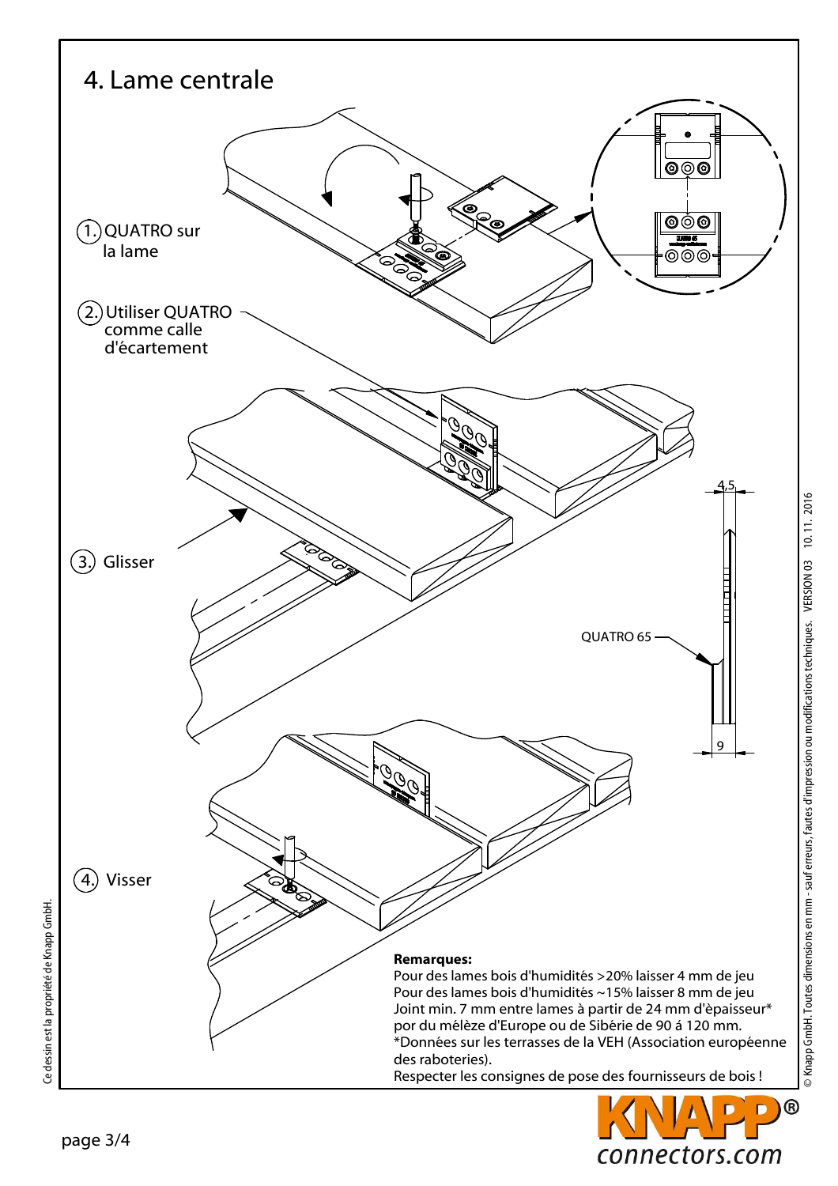# 4. Lame centrale

1. QUATRO sur la lame

2. Utiliser QUATRO comme calle d'écartement

3. Glisser

4. Visser

QUATRO 65

4,5

9

**Remarques:**
Pour des lames bois d'humidités >20% laisser 4 mm de jeu
Pour des lames bois d'humidités ~15% laisser 8 mm de jeu
Joint min. 7 mm entre lames à partir de 24 mm d'èpaisseur* por du mélèze d'Europe ou de Sibérie de 90 á 120 mm.
*Données sur les terrasses de la VEH (Association européenne des raboteries).
Respecter les consignes de pose des fournisseurs de bois !

Ce dessin est la propriété de Knapp GmbH.

© Knapp GmbH. Toutes dimensions en mm - sauf erreurs, fautes d'impression ou modifications techniques. VERSION 03 10. 11. 2016

KNAPP®
connectors.com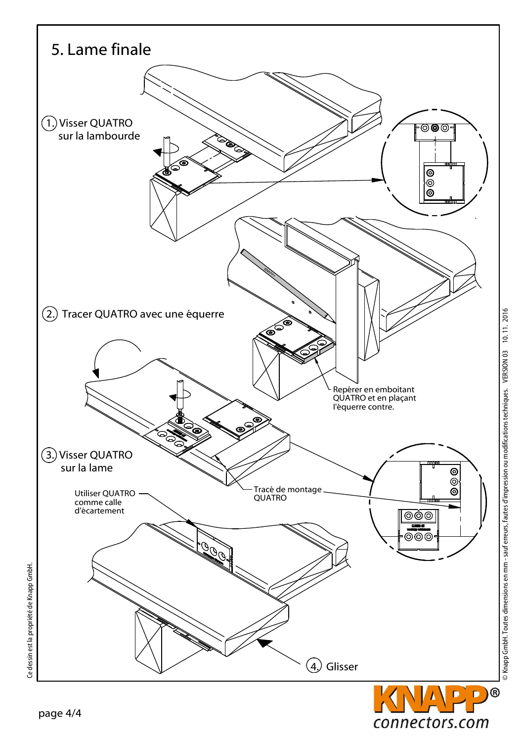# 5. Lame finale

1. Visser QUATRO sur la lambourde

2. Tracer QUATRO avec une équerre

Repérer en emboitant QUATRO et en plaçant l'équerre contre.

3. Visser QUATRO sur la lame

Tracé de montage QUATRO

Utiliser QUATRO comme calle d'écartement

4. Glisser

Ce dessin est la propriété de Knapp GmbH.

© Knapp GmbH. Toutes dimensions en mm - sauf erreurs, fautes d'impression ou modifications techniques. VERSION 03 10. 11. 2016

KNAPP®
connectors.com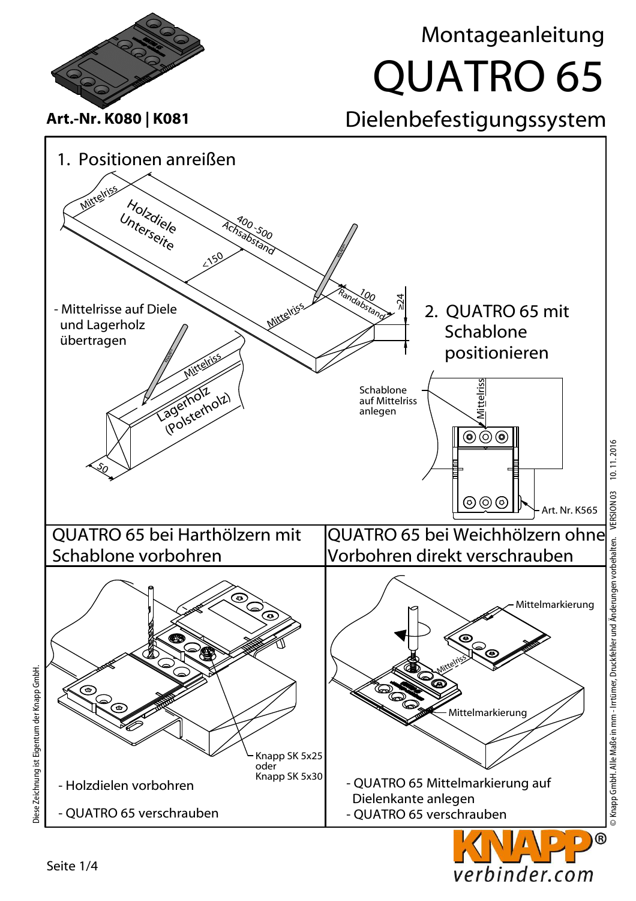Montageanleitung

# QUATRO 65

**Art.-Nr. K080 | K081**

Dielenbefestigungssystem

## 1. Positionen anreißen

Mittelriss

Holzdiele Unterseite

400 -500 Achsabstand

<150

100 Randabstand

≥24

Mittelriss

- Mittelrisse auf Diele und Lagerholz übertragen

Mittelriss

Lagerholz (Polsterholz)

50

## 2. QUATRO 65 mit Schablone positionieren

Schablone auf Mittelriss anlegen

Mittelriss

Art. Nr. K565

| QUATRO 65 bei Harthölzern mit Schablone vorbohren | QUATRO 65 bei Weichhölzern ohne Vorbohren direkt verschrauben |
|---|---|
| Knapp SK 5x25 oder Knapp SK 5x30 | Mittelmarkierung<br>Mittelriss<br>Mittelmarkierung |
| - Holzdielen vorbohren<br>- QUATRO 65 verschrauben | - QUATRO 65 Mittelmarkierung auf Dielenkante anlegen<br>- QUATRO 65 verschrauben |

Diese Zeichnung ist Eigentum der Knapp GmbH.

© Knapp GmbH. Alle Maße in mm - Irrtümer, Druckfehler und Änderungen vorbehalten. VERSION 03 10. 11. 2016

Seite 1/4

KNAPP® verbinder.com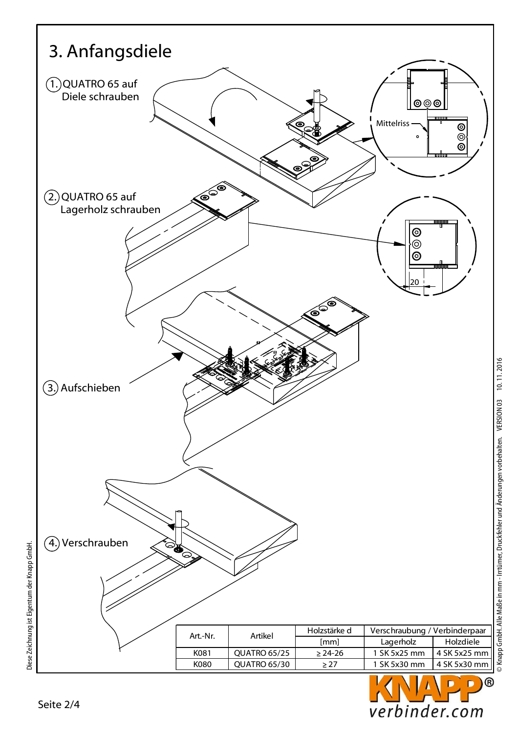# 3. Anfangsdiele

1. QUATRO 65 auf Diele schrauben

Mittelriss

2. QUATRO 65 auf Lagerholz schrauben

20

3. Aufschieben

4. Verschrauben

| Art.-Nr. | Artikel | Holzstärke d | Verschraubung / Verbinderpaar | |
|---|---|---|---|---|
| | | [mm] | Lagerholz | Holzdiele |
| K081 | QUATRO 65/25 | ≥ 24-26 | 1 SK 5x25 mm | 4 SK 5x25 mm |
| K080 | QUATRO 65/30 | ≥ 27 | 1 SK 5x30 mm | 4 SK 5x30 mm |

Diese Zeichnung ist Eigentum der Knapp GmbH.

© Knapp GmbH. Alle Maße in mm - Irrtümer, Druckfehler und Änderungen vorbehalten. VERSION 03 10. 11. 2016

KNAPP® verbinder.com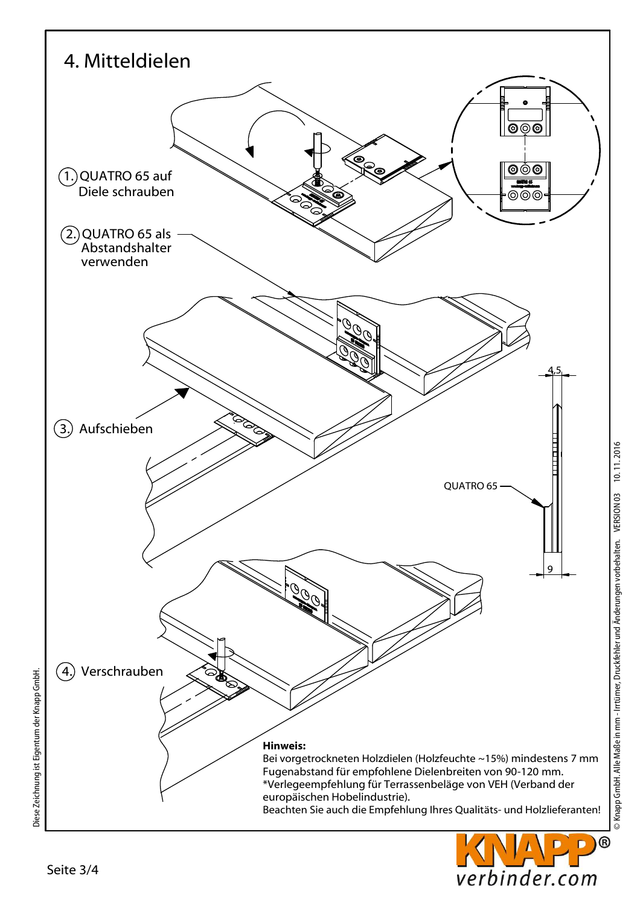# 4. Mitteldielen

1. QUATRO 65 auf Diele schrauben

2. QUATRO 65 als Abstandshalter verwenden

3. Aufschieben

4. Verschrauben

QUATRO 65

4,5

9

**Hinweis:**
Bei vorgetrockneten Holzdielen (Holzfeuchte ~15%) mindestens 7 mm Fugenabstand für empfohlene Dielenbreiten von 90-120 mm.
*Verlegeempfehlung für Terrassenbeläge von VEH (Verband der europäischen Hobelindustrie).
Beachten Sie auch die Empfehlung Ihres Qualitäts- und Holzlieferanten!

Diese Zeichnung ist Eigentum der Knapp GmbH.

© Knapp GmbH. Alle Maße in mm - Irrtümer, Druckfehler und Änderungen vorbehalten. VERSION 03 10. 11. 2016

KNAPP® verbinder.com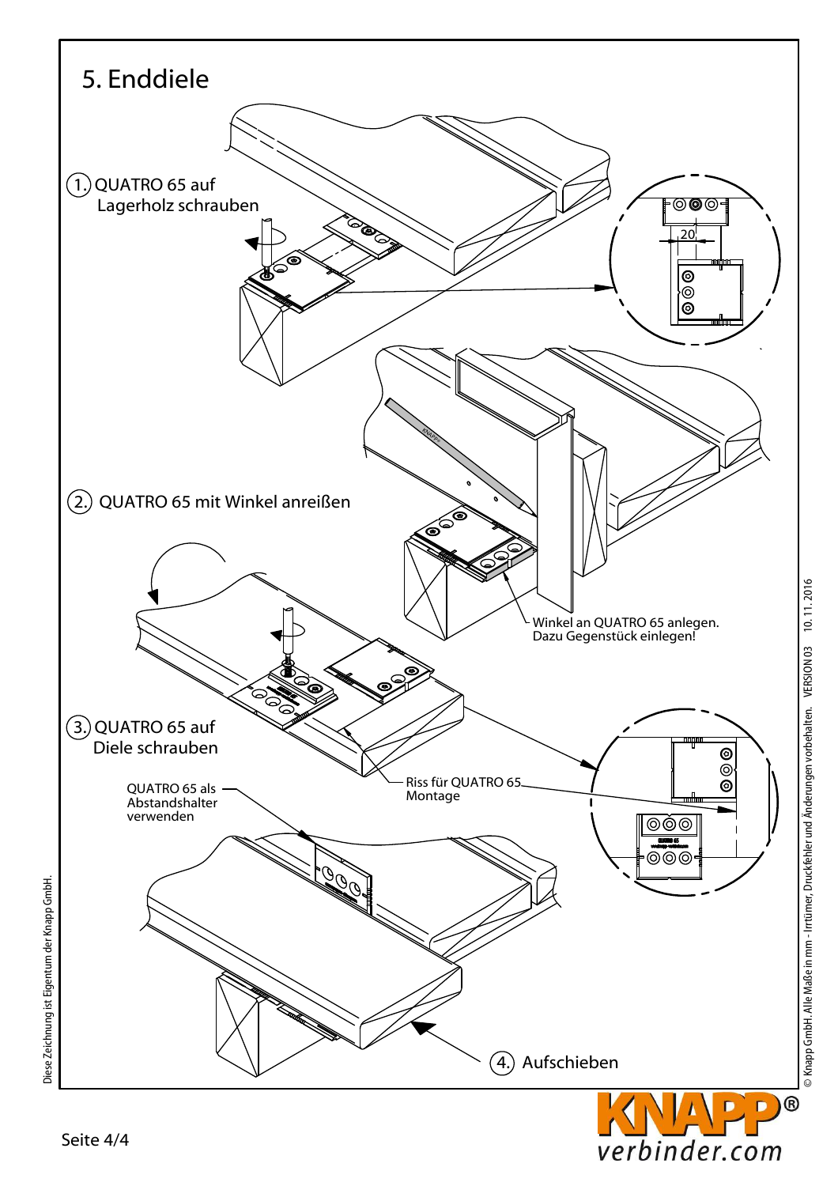# 5. Enddiele

1. QUATRO 65 auf Lagerholz schrauben

20

2. QUATRO 65 mit Winkel anreißen

Winkel an QUATRO 65 anlegen. Dazu Gegenstück einlegen!

3. QUATRO 65 auf Diele schrauben

QUATRO 65 als Abstandshalter verwenden

Riss für QUATRO 65 Montage

4. Aufschieben

Diese Zeichnung ist Eigentum der Knapp GmbH.

© Knapp GmbH. Alle Maße in mm - Irrtümer, Druckfehler und Änderungen vorbehalten. VERSION 03 10. 11. 2016

KNAPP®
verbinder.com